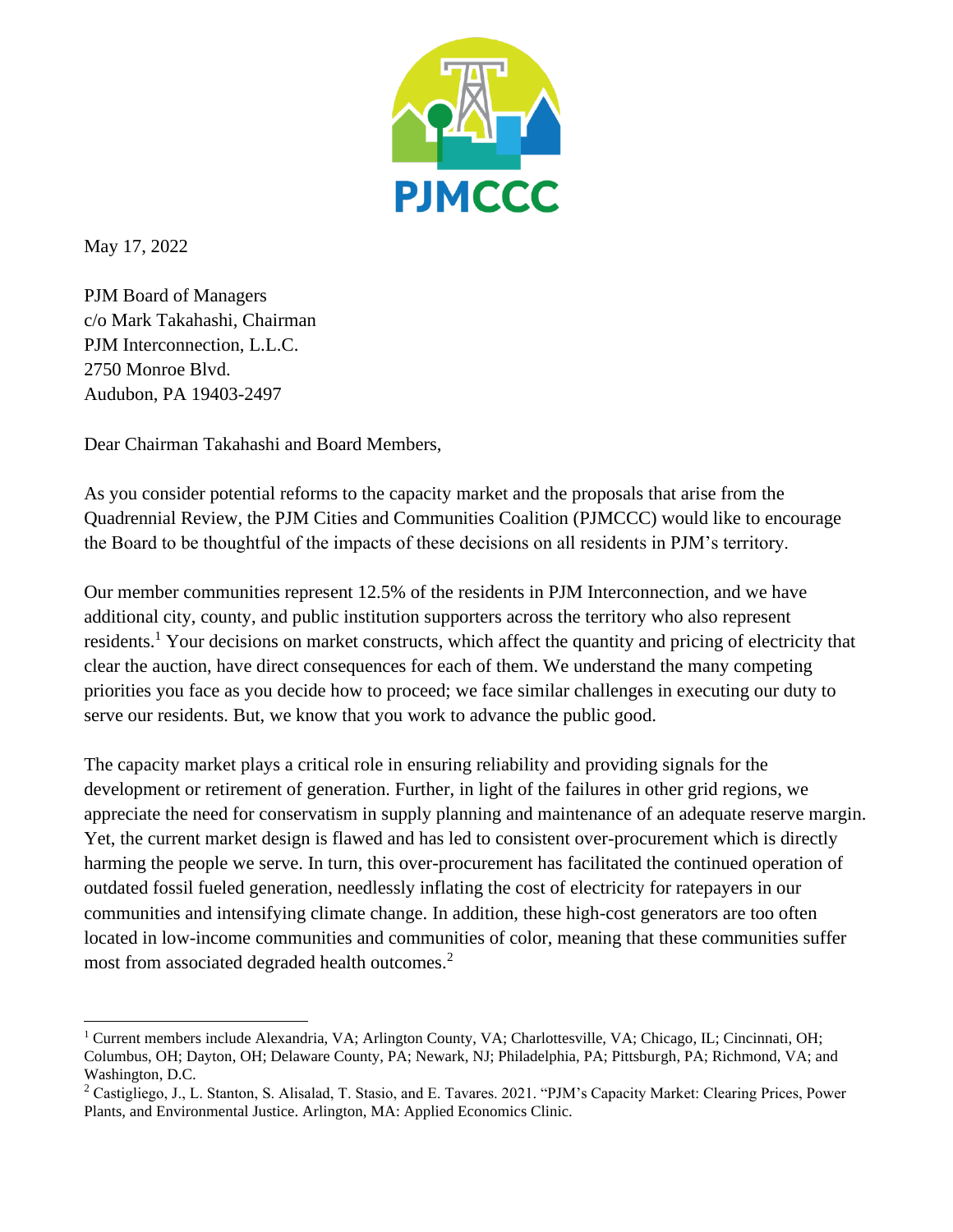PJMCCC

May 17, 2022

PJM Board of Managers
c/o Mark Takahashi, Chairman
PJM Interconnection, L.L.C.
2750 Monroe Blvd.
Audubon, PA 19403-2497

Dear Chairman Takahashi and Board Members,

As you consider potential reforms to the capacity market and the proposals that arise from the Quadrennial Review, the PJM Cities and Communities Coalition (PJMCCC) would like to encourage the Board to be thoughtful of the impacts of these decisions on all residents in PJM's territory.

Our member communities represent 12.5% of the residents in PJM Interconnection, and we have additional city, county, and public institution supporters across the territory who also represent residents.[1] Your decisions on market constructs, which affect the quantity and pricing of electricity that clear the auction, have direct consequences for each of them. We understand the many competing priorities you face as you decide how to proceed; we face similar challenges in executing our duty to serve our residents. But, we know that you work to advance the public good.

The capacity market plays a critical role in ensuring reliability and providing signals for the development or retirement of generation. Further, in light of the failures in other grid regions, we appreciate the need for conservatism in supply planning and maintenance of an adequate reserve margin. Yet, the current market design is flawed and has led to consistent over-procurement which is directly harming the people we serve. In turn, this over-procurement has facilitated the continued operation of outdated fossil fueled generation, needlessly inflating the cost of electricity for ratepayers in our communities and intensifying climate change. In addition, these high-cost generators are too often located in low-income communities and communities of color, meaning that these communities suffer most from associated degraded health outcomes.[2]

---

[1] Current members include Alexandria, VA; Arlington County, VA; Charlottesville, VA; Chicago, IL; Cincinnati, OH; Columbus, OH; Dayton, OH; Delaware County, PA; Newark, NJ; Philadelphia, PA; Pittsburgh, PA; Richmond, VA; and Washington, D.C.

[2] Castigliego, J., L. Stanton, S. Alisalad, T. Stasio, and E. Tavares. 2021. "PJM's Capacity Market: Clearing Prices, Power Plants, and Environmental Justice. Arlington, MA: Applied Economics Clinic.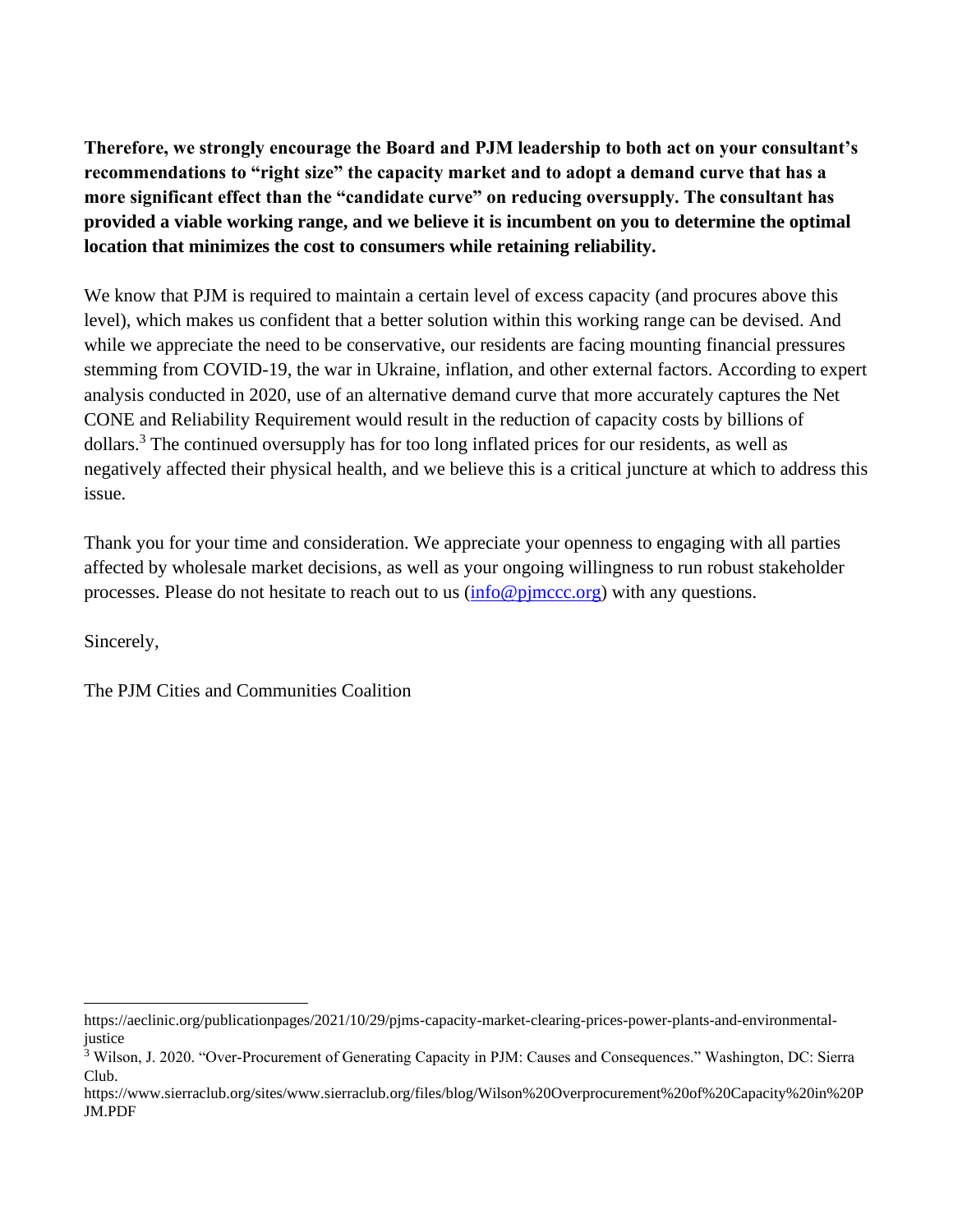**Therefore, we strongly encourage the Board and PJM leadership to both act on your consultant's recommendations to "right size" the capacity market and to adopt a demand curve that has a more significant effect than the "candidate curve" on reducing oversupply. The consultant has provided a viable working range, and we believe it is incumbent on you to determine the optimal location that minimizes the cost to consumers while retaining reliability.**

We know that PJM is required to maintain a certain level of excess capacity (and procures above this level), which makes us confident that a better solution within this working range can be devised. And while we appreciate the need to be conservative, our residents are facing mounting financial pressures stemming from COVID-19, the war in Ukraine, inflation, and other external factors. According to expert analysis conducted in 2020, use of an alternative demand curve that more accurately captures the Net CONE and Reliability Requirement would result in the reduction of capacity costs by billions of dollars.[3] The continued oversupply has for too long inflated prices for our residents, as well as negatively affected their physical health, and we believe this is a critical juncture at which to address this issue.

Thank you for your time and consideration. We appreciate your openness to engaging with all parties affected by wholesale market decisions, as well as your ongoing willingness to run robust stakeholder processes. Please do not hesitate to reach out to us (info@pjmccc.org) with any questions.

Sincerely,

The PJM Cities and Communities Coalition

---

https://aeclinic.org/publicationpages/2021/10/29/pjms-capacity-market-clearing-prices-power-plants-and-environmental-justice

[3] Wilson, J. 2020. "Over-Procurement of Generating Capacity in PJM: Causes and Consequences." Washington, DC: Sierra Club.
https://www.sierraclub.org/sites/www.sierraclub.org/files/blog/Wilson%20Overprocurement%20of%20Capacity%20in%20PJM.PDF